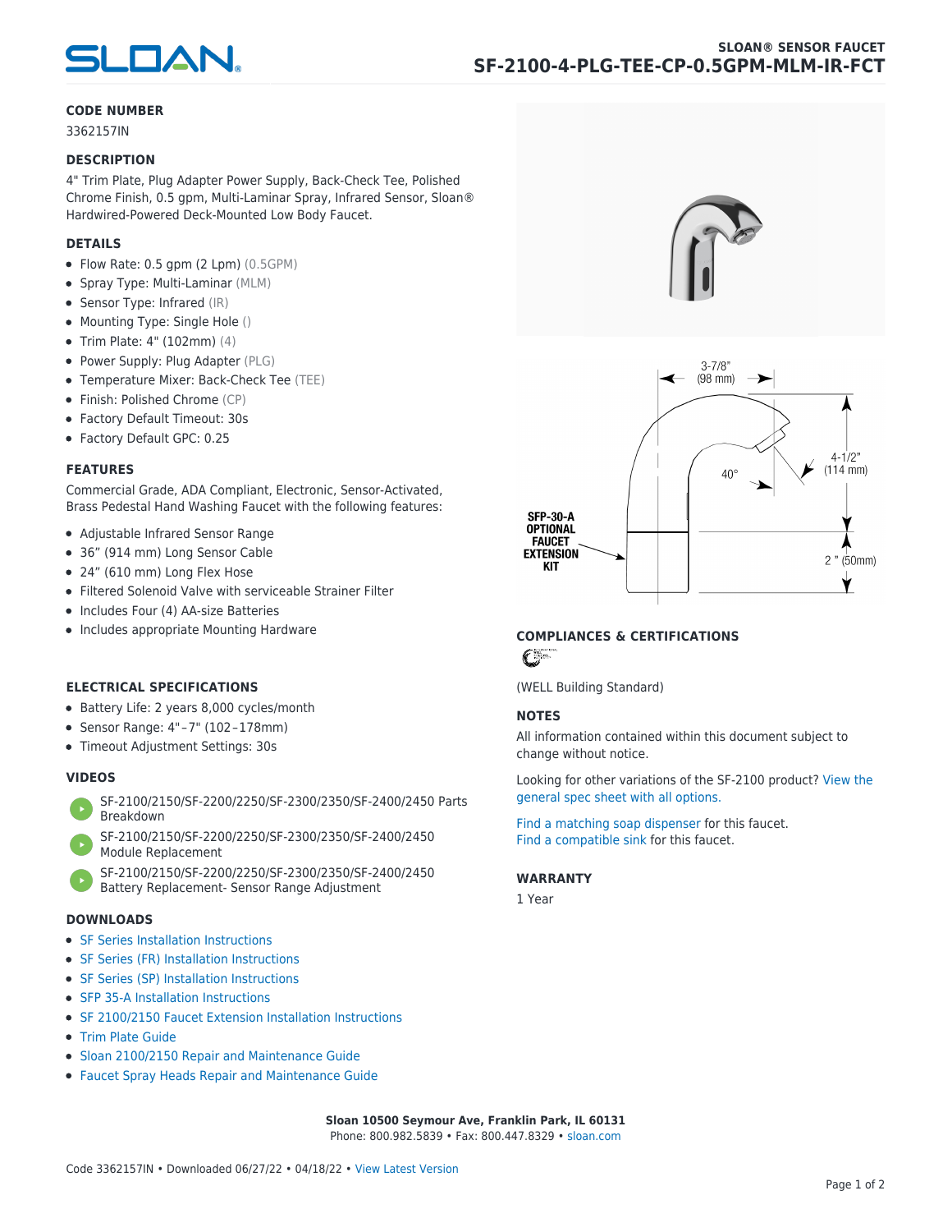# SLOAN® SENSOR FAUCET

## SF-2100-4-PLG-TEE-CP-0.5GPM-MLM-IR-FCT

### CODE NUMBER

3362157IN

### DESCRIPTION

4" Trim Plate, Plug Adapter Power Supply, Back-Check Tee, Polished Chrome Finish, 0.5 gpm, Multi-Laminar Spray, Infrared Sensor, Sloan® Hardwired-Powered Deck-Mounted Low Body Faucet.

### DETAILS

- Flow Rate: 0.5 gpm (2 Lpm) (0.5GPM)
- Spray Type: Multi-Laminar (MLM)
- Sensor Type: Infrared (IR)
- Mounting Type: Single Hole ()
- Trim Plate: 4" (102mm) (4)
- Power Supply: Plug Adapter (PLG)
- Temperature Mixer: Back-Check Tee (TEE)
- Finish: Polished Chrome (CP)
- Factory Default Timeout: 30s
- Factory Default GPC: 0.25

### FEATURES

Commercial Grade, ADA Compliant, Electronic, Sensor-Activated, Brass Pedestal Hand Washing Faucet with the following features:

- Adjustable Infrared Sensor Range
- 36" (914 mm) Long Sensor Cable
- 24" (610 mm) Long Flex Hose
- Filtered Solenoid Valve with serviceable Strainer Filter
- Includes Four (4) AA-size Batteries
- Includes appropriate Mounting Hardware

### ELECTRICAL SPECIFICATIONS

- Battery Life: 2 years 8,000 cycles/month
- Sensor Range: 4"–7" (102–178mm)
- Timeout Adjustment Settings: 30s

### VIDEOS

- SF-2100/2150/SF-2200/2250/SF-2300/2350/SF-2400/2450 Parts Breakdown
- SF-2100/2150/SF-2200/2250/SF-2300/2350/SF-2400/2450 Module Replacement
- SF-2100/2150/SF-2200/2250/SF-2300/2350/SF-2400/2450 Battery Replacement- Sensor Range Adjustment

### DOWNLOADS

- SF Series Installation Instructions
- SF Series (FR) Installation Instructions
- SF Series (SP) Installation Instructions
- SFP 35-A Installation Instructions
- SF 2100/2150 Faucet Extension Installation Instructions
- Trim Plate Guide
- Sloan 2100/2150 Repair and Maintenance Guide
- Faucet Spray Heads Repair and Maintenance Guide

3-7/8" (98 mm)

4-1/2" (114 mm)

40°

2 " (50mm)

SFP-30-A OPTIONAL FAUCET EXTENSION KIT

### COMPLIANCES & CERTIFICATIONS

(WELL Building Standard)

### NOTES

All information contained within this document subject to change without notice.

Looking for other variations of the SF-2100 product? View the general spec sheet with all options.

Find a matching soap dispenser for this faucet.
Find a compatible sink for this faucet.

### WARRANTY

1 Year

**Sloan 10500 Seymour Ave, Franklin Park, IL 60131**
Phone: 800.982.5839 • Fax: 800.447.8329 • sloan.com

Code 3362157IN • Downloaded 06/27/22 • 04/18/22 • View Latest Version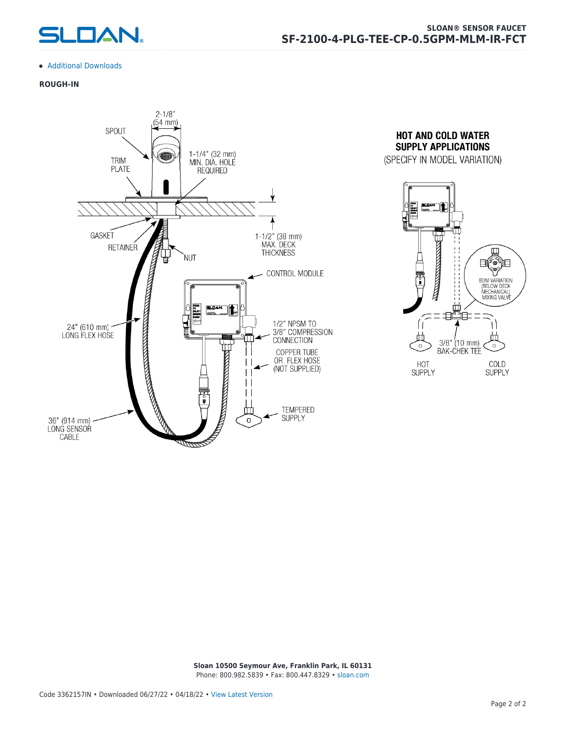- Additional Downloads

**ROUGH-IN**

2-1/8"
(54 mm)

SPOUT

TRIM
PLATE

1-1/4" (32 mm)
MIN. DIA. HOLE
REQUIRED

GASKET

RETAINER

NUT

1-1/2" (38 mm)
MAX. DECK
THICKNESS

CONTROL MODULE

24" (610 mm)
LONG FLEX HOSE

1/2" NPSM TO
3/8" COMPRESSION
CONNECTION

COPPER TUBE
OR FLEX HOSE
(NOT SUPPLIED)

TEMPERED
SUPPLY

36" (914 mm)
LONG SENSOR
CABLE

**HOT AND COLD WATER SUPPLY APPLICATIONS**

(SPECIFY IN MODEL VARIATION)

BDM VARIATION
(BELOW DECK
MECHANICAL)
MIXING VALVE

3/8" (10 mm)
BAK-CHEK TEE

HOT
SUPPLY

COLD
SUPPLY

**Sloan 10500 Seymour Ave, Franklin Park, IL 60131**
Phone: 800.982.5839 • Fax: 800.447.8329 • sloan.com

Code 3362157IN • Downloaded 06/27/22 • 04/18/22 • View Latest Version